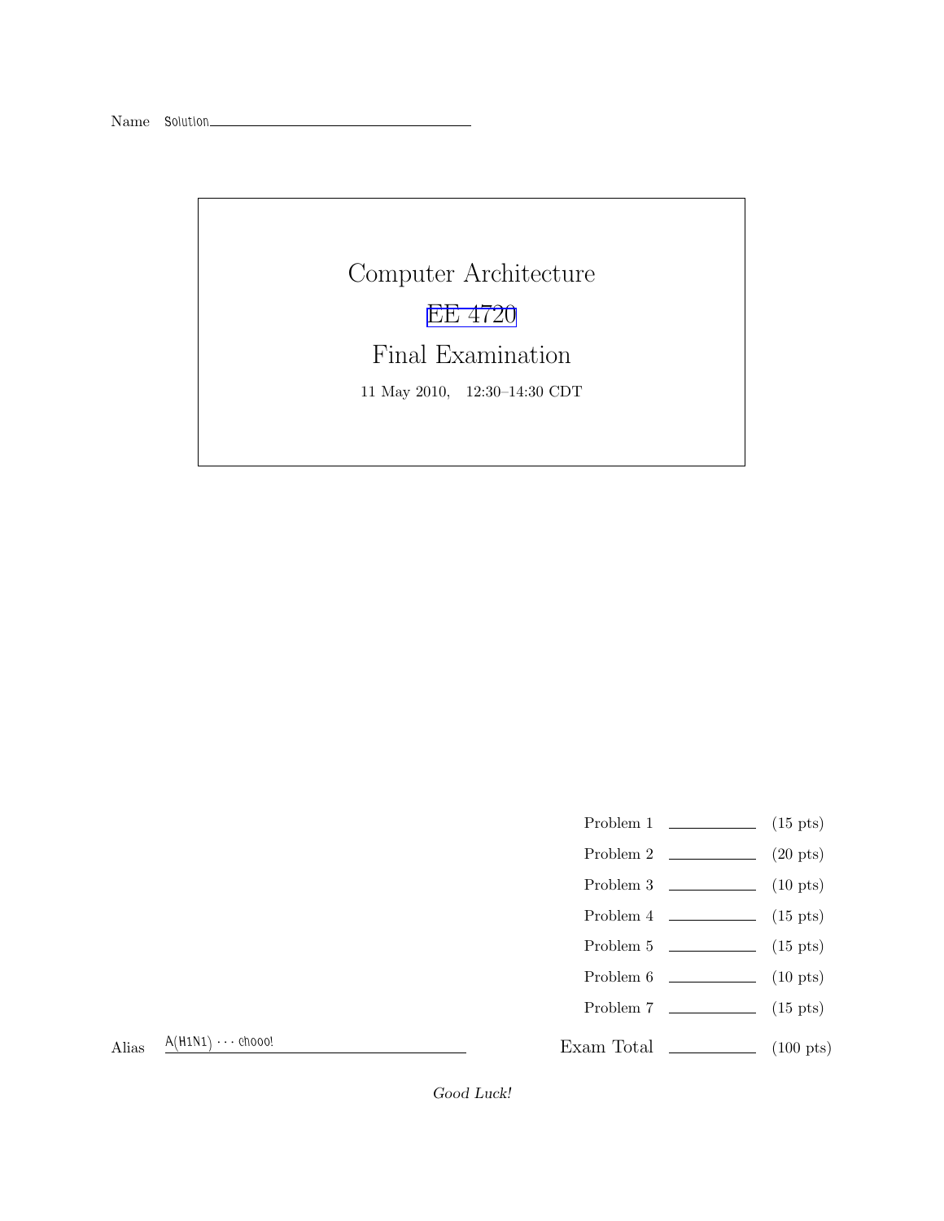Name Solution

# Computer Architecture

## EE 4720

## Final Examination

11 May 2010, 12:30–14:30 CDT

| | | |
|---|---|---|
| Problem 1 | | (15 pts) |
| Problem 2 | | (20 pts) |
| Problem 3 | | (10 pts) |
| Problem 4 | | (15 pts) |
| Problem 5 | | (15 pts) |
| Problem 6 | | (10 pts) |
| Problem 7 | | (15 pts) |
| Exam Total | | (100 pts) |

Alias A(H1N1) · · · chooo!

*Good Luck!*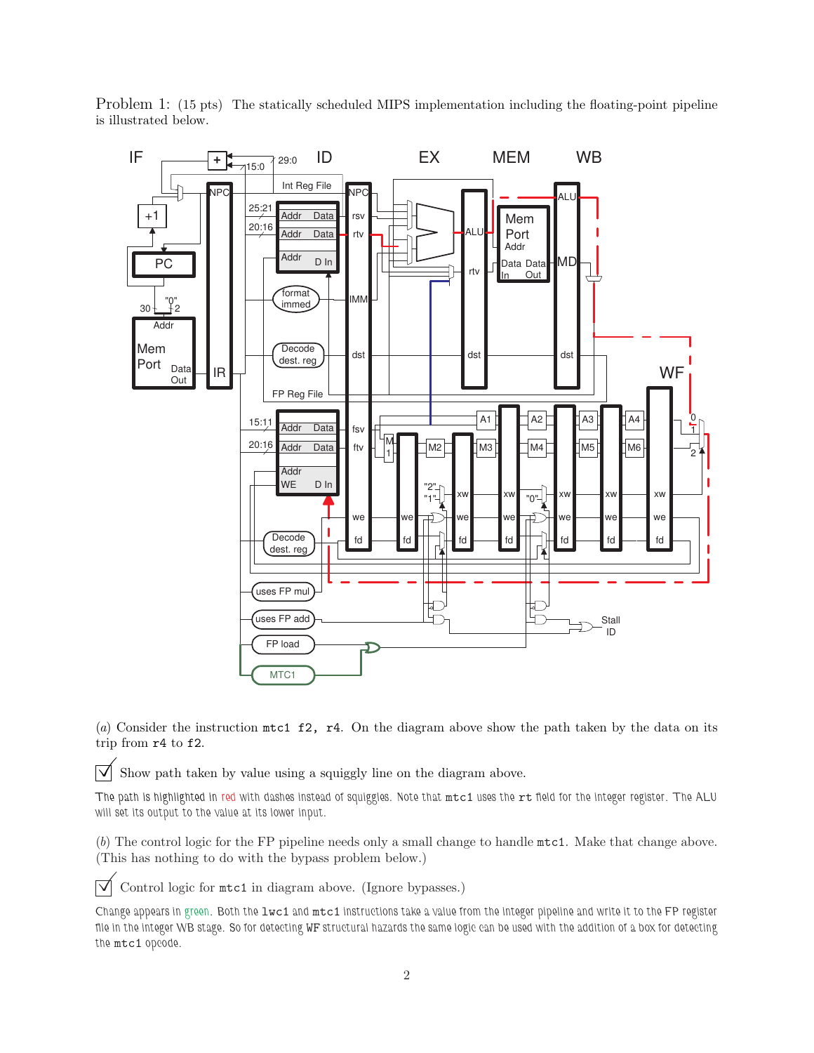Problem 1: (15 pts) The statically scheduled MIPS implementation including the floating-point pipeline is illustrated below.

IF ID EX MEM WB WF

(a) Consider the instruction `mtc1 f2, r4`. On the diagram above show the path taken by the data on its trip from `r4` to `f2`.

☑ Show path taken by value using a squiggly line on the diagram above.

The path is highlighted in red with dashes instead of squiggles. Note that `mtc1` uses the `rt` field for the integer register. The ALU will set its output to the value at its lower input.

(b) The control logic for the FP pipeline needs only a small change to handle `mtc1`. Make that change above. (This has nothing to do with the bypass problem below.)

☑ Control logic for `mtc1` in diagram above. (Ignore bypasses.)

Change appears in green. Both the `lwc1` and `mtc1` instructions take a value from the integer pipeline and write it to the FP register file in the integer WB stage. So for detecting WF structural hazards the same logic can be used with the addition of a box for detecting the `mtc1` opcode.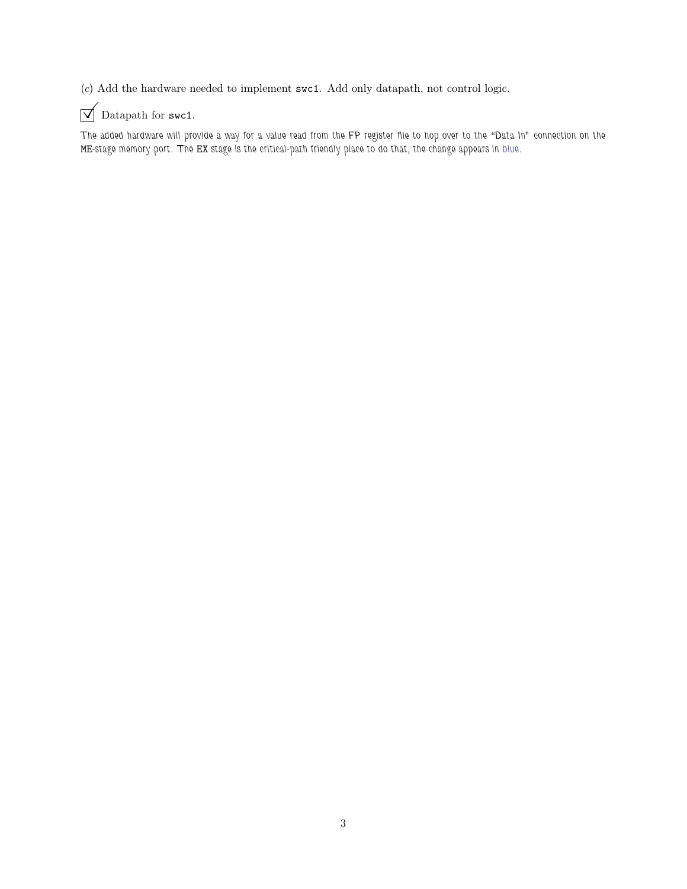(*c*) Add the hardware needed to implement `swc1`. Add only datapath, not control logic.

☑ Datapath for `swc1`.

The added hardware will provide a way for a value read from the FP register file to hop over to the "Data In" connection on the ME-stage memory port. The EX stage is the critical-path friendly place to do that, the change appears in blue.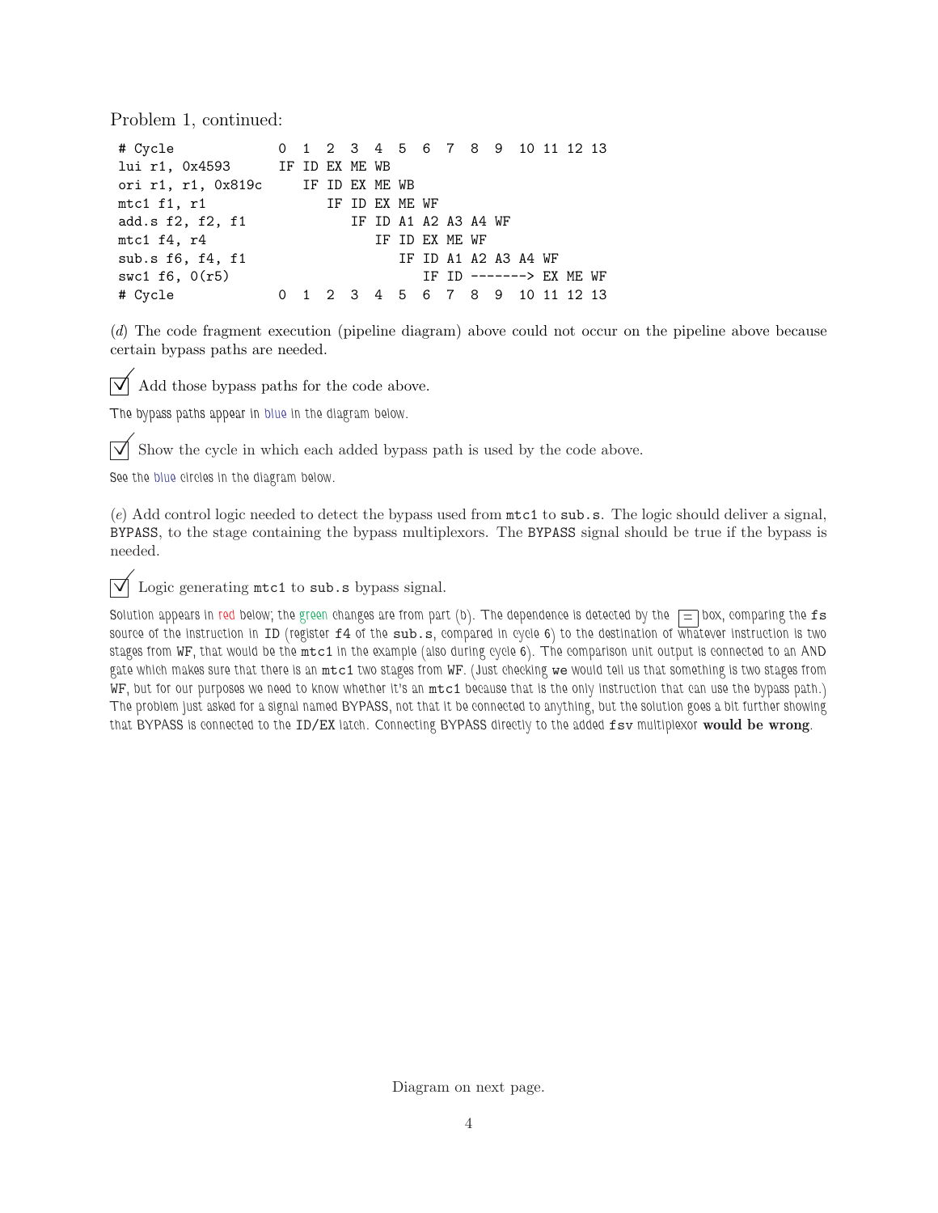Problem 1, continued:

```
# Cycle             0  1  2  3  4  5  6  7  8  9  10 11 12 13
lui r1, 0x4593      IF ID EX ME WB
ori r1, r1, 0x819c     IF ID EX ME WB
mtc1 f1, r1               IF ID EX ME WF
add.s f2, f2, f1             IF ID A1 A2 A3 A4 WF
mtc1 f4, r4                     IF ID EX ME WF
sub.s f6, f4, f1                   IF ID A1 A2 A3 A4 WF
swc1 f6, 0(r5)                        IF ID -------> EX ME WF
# Cycle             0  1  2  3  4  5  6  7  8  9  10 11 12 13
```

(*d*) The code fragment execution (pipeline diagram) above could not occur on the pipeline above because certain bypass paths are needed.

☑ Add those bypass paths for the code above.

The bypass paths appear in blue in the diagram below.

☑ Show the cycle in which each added bypass path is used by the code above.

See the blue circles in the diagram below.

(*e*) Add control logic needed to detect the bypass used from `mtc1` to `sub.s`. The logic should deliver a signal, `BYPASS`, to the stage containing the bypass multiplexors. The `BYPASS` signal should be true if the bypass is needed.

☑ Logic generating `mtc1` to `sub.s` bypass signal.

Solution appears in red below; the green changes are from part (b). The dependence is detected by the = box, comparing the `fs` source of the instruction in ID (register `f4` of the `sub.s`, compared in cycle 6) to the destination of whatever instruction is two stages from WF, that would be the `mtc1` in the example (also during cycle 6). The comparison unit output is connected to an AND gate which makes sure that there is an `mtc1` two stages from WF. (Just checking `we` would tell us that something is two stages from WF, but for our purposes we need to know whether it's an `mtc1` because that is the only instruction that can use the bypass path.) The problem just asked for a signal named BYPASS, not that it be connected to anything, but the solution goes a bit further showing that BYPASS is connected to the ID/EX latch. Connecting BYPASS directly to the added `fsv` multiplexor **would be wrong**.

Diagram on next page.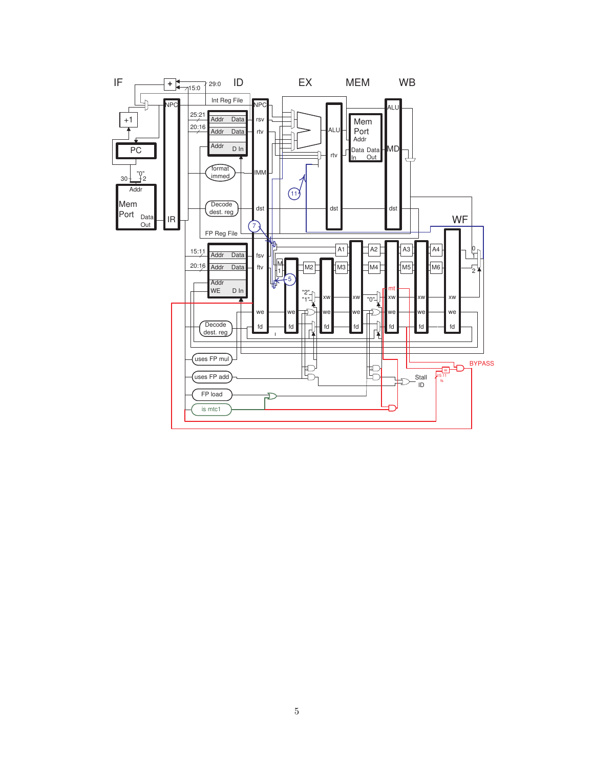IF ID EX MEM WB

29:0
15:0
Int Reg File
NPC
NPC
+1
PC
25:21
20:16
Addr Data
Addr Data
Addr D In
rsv
rtv
"0"
30
2
Addr
Mem
Port
Data
Out
IR
format
immed
IMM
Decode
dest. reg
dst
ALU
rtv
Mem
Port
Addr
Data In
Data Out
ALU
MD
dst
dst
11
7
FP Reg File
15:11
20:16
Addr Data
Addr Data
Addr
WE D In
fsv
ftv
5
M1
M2
M3
M4
M5
M6
A1
A2
A3
A4
WF
0
1
2
"2"
"1"
"0"
xw
xw
xw
xw
xw
mt
we
we
we
we
we
we
we
Decode
dest. reg
fd
fd
fd
fd
fd
fd
fd
uses FP mul
uses FP add
FP load
is mtc1
Stall
ID
=
15:11
fs
BYPASS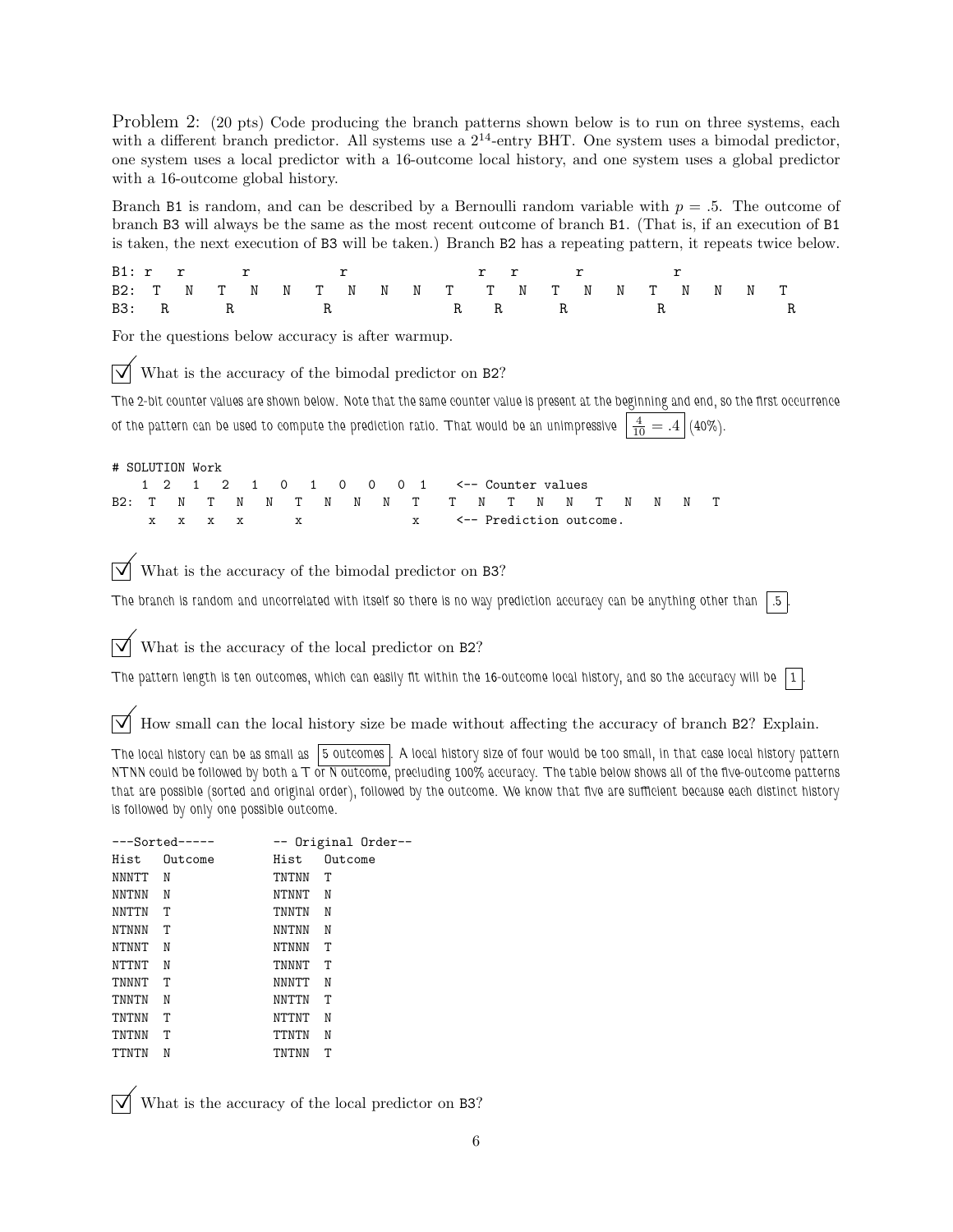Problem 2: (20 pts) Code producing the branch patterns shown below is to run on three systems, each with a different branch predictor. All systems use a $2^{14}$-entry BHT. One system uses a bimodal predictor, one system uses a local predictor with a 16-outcome local history, and one system uses a global predictor with a 16-outcome global history.

Branch B1 is random, and can be described by a Bernoulli random variable with $p = .5$. The outcome of branch B3 will always be the same as the most recent outcome of branch B1. (That is, if an execution of B1 is taken, the next execution of B3 will be taken.) Branch B2 has a repeating pattern, it repeats twice below.

```
B1: r   r      r         r            r  r      r        r
B2: T  N  T  N  N  T  N  N  N  T   T  N  T  N  N  T  N  N  N  T
B3:   R      R         R           R   R      R        R           R
```

For the questions below accuracy is after warmup.

☑ What is the accuracy of the bimodal predictor on B2?

The 2-bit counter values are shown below. Note that the same counter value is present at the beginning and end, so the first occurrence of the pattern can be used to compute the prediction ratio. That would be an unimpressive $\boxed{\frac{4}{10} = .4}$ (40%).

```
# SOLUTION Work
    1  2  1  2  1  0  1  0  0  0  1    <-- Counter values
B2: T  N  T  N  N  T  N  N  N  T   T  N  T  N  N  T  N  N  N  T
      x  x  x  x     x           x    <-- Prediction outcome.
```

☑ What is the accuracy of the bimodal predictor on B3?

The branch is random and uncorrelated with itself so there is no way prediction accuracy can be anything other than $\boxed{.5}$.

☑ What is the accuracy of the local predictor on B2?

The pattern length is ten outcomes, which can easily fit within the 16-outcome local history, and so the accuracy will be $\boxed{1}$.

☑ How small can the local history size be made without affecting the accuracy of branch B2? Explain.

The local history can be as small as $\boxed{\text{5 outcomes}}$. A local history size of four would be too small, in that case local history pattern NTNN could be followed by both a T or N outcome, precluding 100% accuracy. The table below shows all of the five-outcome patterns that are possible (sorted and original order), followed by the outcome. We know that five are sufficient because each distinct history is followed by only one possible outcome.

```
---Sorted-----         -- Original Order--
Hist   Outcome         Hist   Outcome
NNNTT  N               TNTNN  T
NNTNN  N               NTNNT  N
NNTTN  T               TNNTN  N
NTNNN  T               NNTNN  N
NTNNT  N               NTNNN  T
NTTNT  N               TNNNT  T
TNNNT  T               NNNTT  N
TNNTN  N               NNTTN  T
TNTNN  T               NTTNT  N
TNTNN  T               TTNTN  N
TTNTN  N               TNTNN  T
```

☑ What is the accuracy of the local predictor on B3?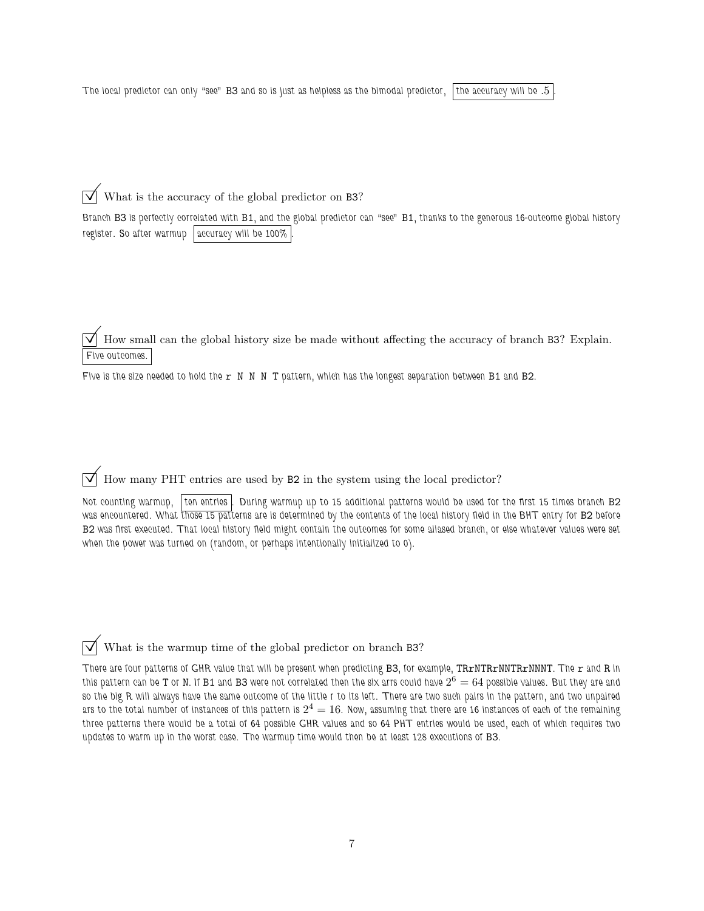The local predictor can only "see" B3 and so is just as helpless as the bimodal predictor, the accuracy will be .5.

☑ What is the accuracy of the global predictor on B3?

Branch B3 is perfectly correlated with B1, and the global predictor can "see" B1, thanks to the generous 16-outcome global history register. So after warmup accuracy will be 100%.

☑ How small can the global history size be made without affecting the accuracy of branch B3? Explain.

Five outcomes.

Five is the size needed to hold the `r N N N T` pattern, which has the longest separation between B1 and B2.

☑ How many PHT entries are used by B2 in the system using the local predictor?

Not counting warmup, ten entries. During warmup up to 15 additional patterns would be used for the first 15 times branch B2 was encountered. What those 15 patterns are is determined by the contents of the local history field in the BHT entry for B2 before B2 was first executed. That local history field might contain the outcomes for some aliased branch, or else whatever values were set when the power was turned on (random, or perhaps intentionally initialized to 0).

☑ What is the warmup time of the global predictor on branch B3?

There are four patterns of GHR value that will be present when predicting B3, for example, TRrNTRrNNTRrNNNT. The r and R in this pattern can be T or N. If B1 and B3 were not correlated then the six arrs could have $2^6 = 64$ possible values. But they are and so the big R will always have the same outcome of the little r to its left. There are two such pairs in the pattern, and two unpaired ars to the total number of instances of this pattern is $2^4 = 16$. Now, assuming that there are 16 instances of each of the remaining three patterns there would be a total of 64 possible GHR values and so 64 PHT entries would be used, each of which requires two updates to warm up in the worst case. The warmup time would then be at least 128 executions of B3.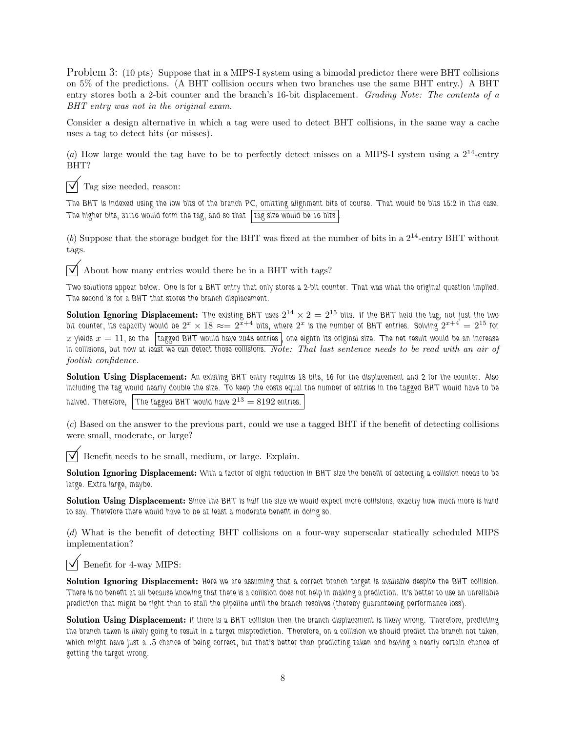Problem 3: (10 pts) Suppose that in a MIPS-I system using a bimodal predictor there were BHT collisions on 5% of the predictions. (A BHT collision occurs when two branches use the same BHT entry.) A BHT entry stores both a 2-bit counter and the branch's 16-bit displacement. *Grading Note: The contents of a BHT entry was not in the original exam.*

Consider a design alternative in which a tag were used to detect BHT collisions, in the same way a cache uses a tag to detect hits (or misses).

(*a*) How large would the tag have to be to perfectly detect misses on a MIPS-I system using a $2^{14}$-entry BHT?

☑ Tag size needed, reason:

The BHT is indexed using the low bits of the branch PC, omitting alignment bits of course. That would be bits 15:2 in this case. The higher bits, 31:16 would form the tag, and so that **tag size would be 16 bits**.

(*b*) Suppose that the storage budget for the BHT was fixed at the number of bits in a $2^{14}$-entry BHT without tags.

☑ About how many entries would there be in a BHT with tags?

Two solutions appear below. One is for a BHT entry that only stores a 2-bit counter. That was what the original question implied. The second is for a BHT that stores the branch displacement.

**Solution Ignoring Displacement:** The existing BHT uses $2^{14} \times 2 = 2^{15}$ bits. If the BHT held the tag, not just the two bit counter, its capacity would be $2^x \times 18 \approx= 2^{x+4}$ bits, where $2^x$ is the number of BHT entries. Solving $2^{x+4} = 2^{15}$ for $x$ yields $x = 11$, so the **tagged BHT would have 2048 entries**, one eighth its original size. The net result would be an increase in collisions, but now at least we can detect those collisions. *Note: That last sentence needs to be read with an air of foolish confidence.*

**Solution Using Displacement:** An existing BHT entry requires 18 bits, 16 for the displacement and 2 for the counter. Also including the tag would nearly double the size. To keep the costs equal the number of entries in the tagged BHT would have to be halved. Therefore, **The tagged BHT would have $2^{13} = 8192$ entries.**

(*c*) Based on the answer to the previous part, could we use a tagged BHT if the benefit of detecting collisions were small, moderate, or large?

☑ Benefit needs to be small, medium, or large. Explain.

**Solution Ignoring Displacement:** With a factor of eight reduction in BHT size the benefit of detecting a collision needs to be large. Extra large, maybe.

**Solution Using Displacement:** Since the BHT is half the size we would expect more collisions, exactly how much more is hard to say. Therefore there would have to be at least a moderate benefit in doing so.

(*d*) What is the benefit of detecting BHT collisions on a four-way superscalar statically scheduled MIPS implementation?

☑ Benefit for 4-way MIPS:

**Solution Ignoring Displacement:** Here we are assuming that a correct branch target is available despite the BHT collision. There is no benefit at all because knowing that there is a collision does not help in making a prediction. It's better to use an unreliable prediction that might be right than to stall the pipeline until the branch resolves (thereby guaranteeing performance loss).

**Solution Using Displacement:** If there is a BHT collision then the branch displacement is likely wrong. Therefore, predicting the branch taken is likely going to result in a target misprediction. Therefore, on a collision we should predict the branch not taken, which might have just a .5 chance of being correct, but that's better than predicting taken and having a nearly certain chance of getting the target wrong.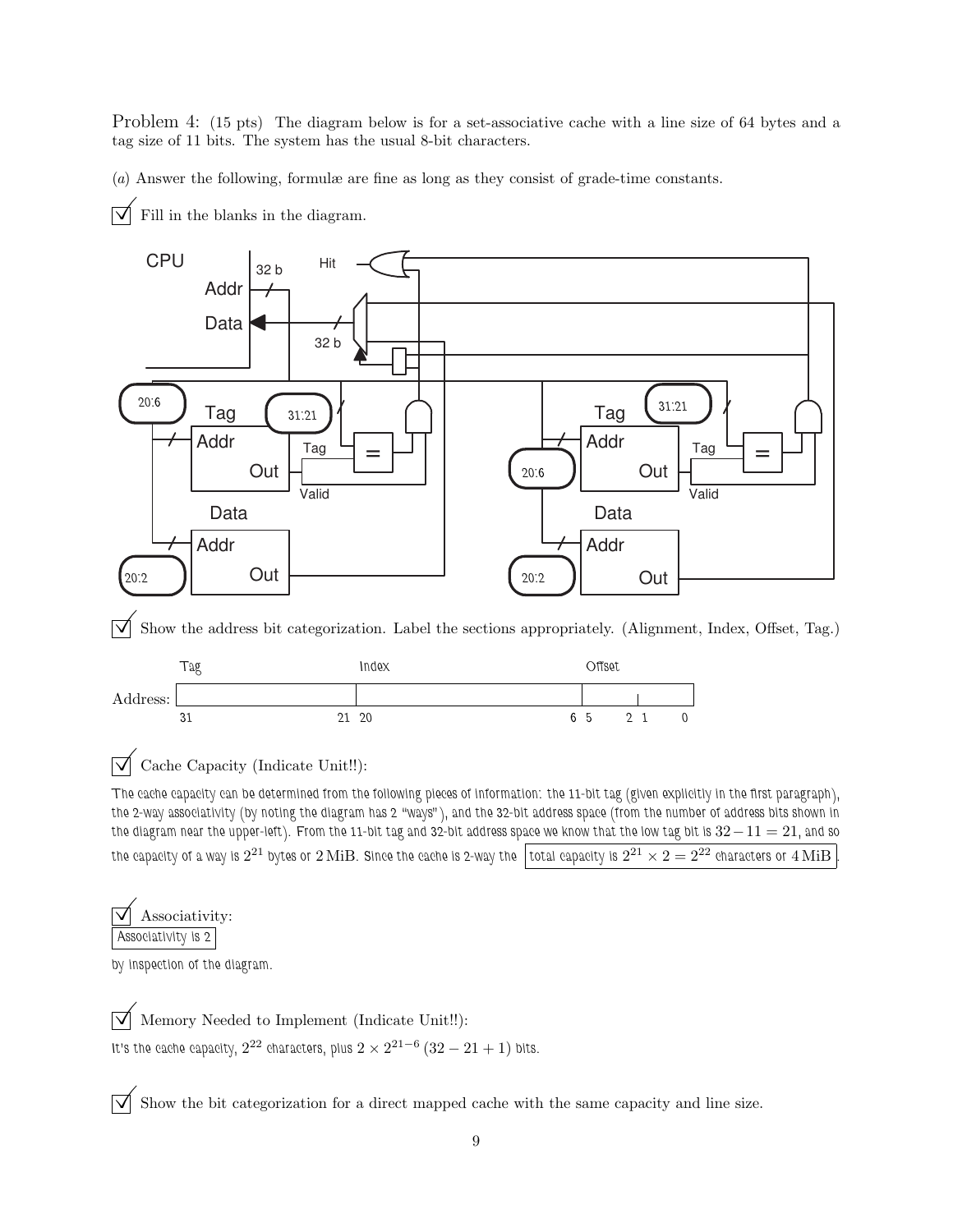Problem 4: (15 pts) The diagram below is for a set-associative cache with a line size of 64 bytes and a tag size of 11 bits. The system has the usual 8-bit characters.

(*a*) Answer the following, formulæ are fine as long as they consist of grade-time constants.

☑ Fill in the blanks in the diagram.

CPU
32 b
Hit
Addr
Data
32 b
20:6
Tag
31:21
Addr
Tag
=
Out
Valid
Data
Addr
20:2
Out
Tag
31:21
Addr
Tag
=
20:6
Out
Valid
Data
Addr
20:2
Out

☑ Show the address bit categorization. Label the sections appropriately. (Alignment, Index, Offset, Tag.)

Tag
Index
Offset
Address:
31
21 20
6 5
2 1
0

☑ Cache Capacity (Indicate Unit!!):

The cache capacity can be determined from the following pieces of information: the 11-bit tag (given explicitly in the first paragraph), the 2-way associativity (by noting the diagram has 2 "ways"), and the 32-bit address space (from the number of address bits shown in the diagram near the upper-left). From the 11-bit tag and 32-bit address space we know that the low tag bit is $32 - 11 = 21$, and so the capacity of a way is $2^{21}$ bytes or $2\,\text{MiB}$. Since the cache is 2-way the total capacity is $2^{21} \times 2 = 2^{22}$ characters or $4\,\text{MiB}$.

☑ Associativity:

Associativity is 2

by inspection of the diagram.

☑ Memory Needed to Implement (Indicate Unit!!):

It's the cache capacity, $2^{22}$ characters, plus $2 \times 2^{21-6}\,(32 - 21 + 1)$ bits.

☑ Show the bit categorization for a direct mapped cache with the same capacity and line size.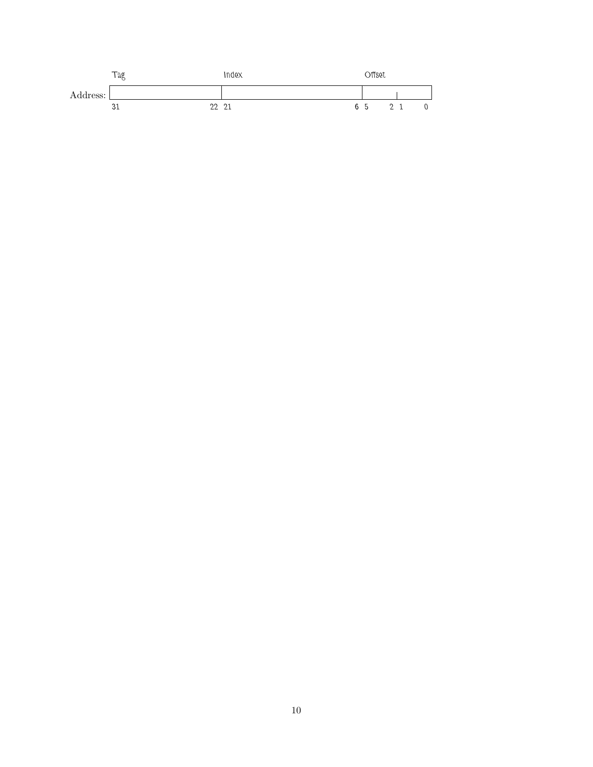| | Tag | Index | Offset | |
|---|---|---|---|---|
| Address: | | | | |
| | 31 — 22 | 21 — 6 | 5 — 2 | 1 — 0 |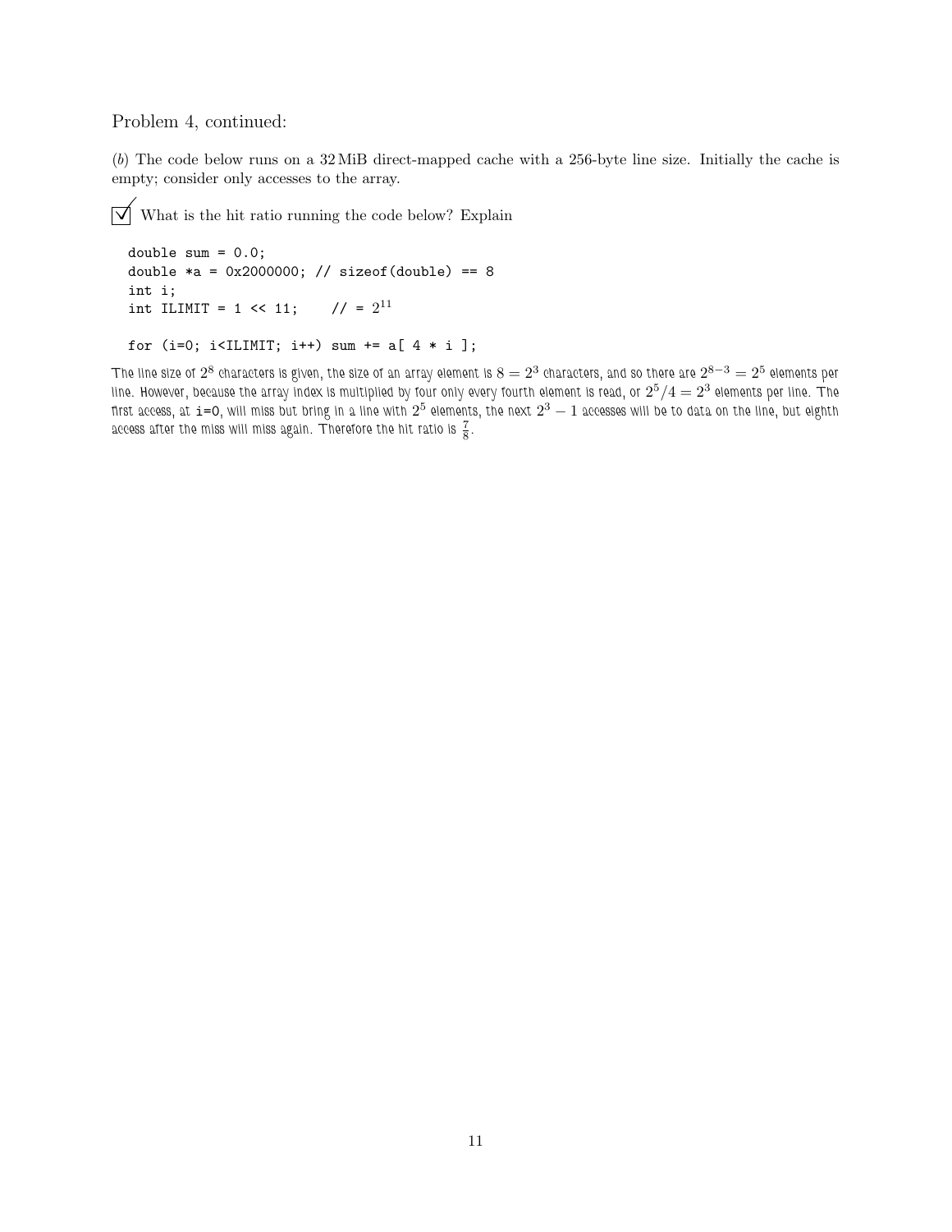Problem 4, continued:

(*b*) The code below runs on a 32 MiB direct-mapped cache with a 256-byte line size. Initially the cache is empty; consider only accesses to the array.

☑ What is the hit ratio running the code below? Explain

```
double sum = 0.0;
double *a = 0x2000000; // sizeof(double) == 8
int i;
int ILIMIT = 1 << 11;     // = 2^11

for (i=0; i<ILIMIT; i++) sum += a[ 4 * i ];
```

The line size of $2^8$ characters is given, the size of an array element is $8 = 2^3$ characters, and so there are $2^{8-3} = 2^5$ elements per line. However, because the array index is multiplied by four only every fourth element is read, or $2^5/4 = 2^3$ elements per line. The first access, at `i=0`, will miss but bring in a line with $2^5$ elements, the next $2^3 - 1$ accesses will be to data on the line, but eighth access after the miss will miss again. Therefore the hit ratio is $\frac{7}{8}$.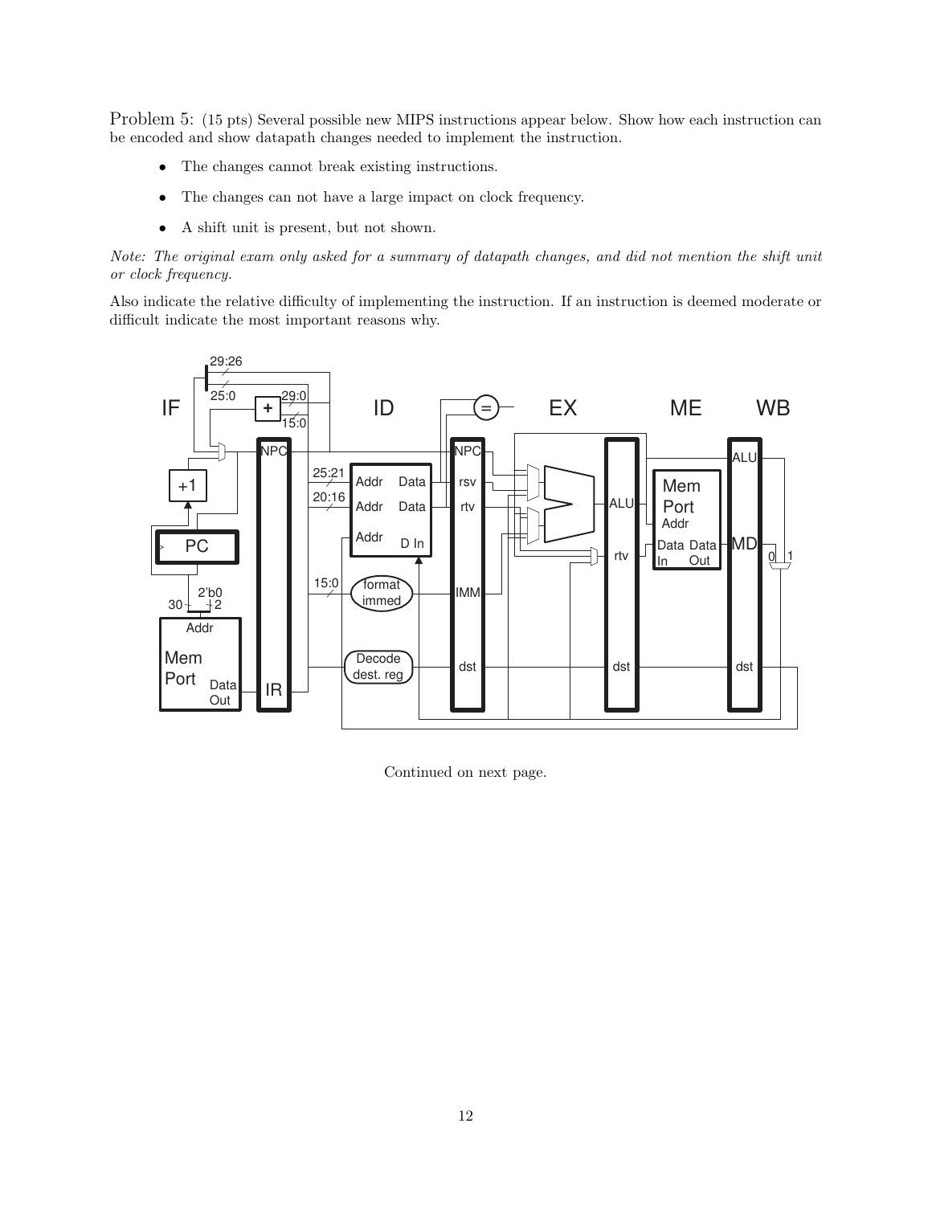Problem 5: (15 pts) Several possible new MIPS instructions appear below. Show how each instruction can be encoded and show datapath changes needed to implement the instruction.

- The changes cannot break existing instructions.
- The changes can not have a large impact on clock frequency.
- A shift unit is present, but not shown.

*Note: The original exam only asked for a summary of datapath changes, and did not mention the shift unit or clock frequency.*

Also indicate the relative difficulty of implementing the instruction. If an instruction is deemed moderate or difficult indicate the most important reasons why.

29:26
25:0
29:0
15:0
IF
ID
EX
ME
WB
+
=
NPC
NPC
ALU
+1
25:21
Addr
Data
rsv
20:16
Addr
Data
rtv
ALU
Mem
Port
Addr
PC
Addr
D In
Data In
Data Out
MD
rtv
0
1
2'b0
30
2
15:0
format immed
IMM
Addr
Mem
Port
Data Out
IR
Decode dest. reg
dst
dst
dst

Continued on next page.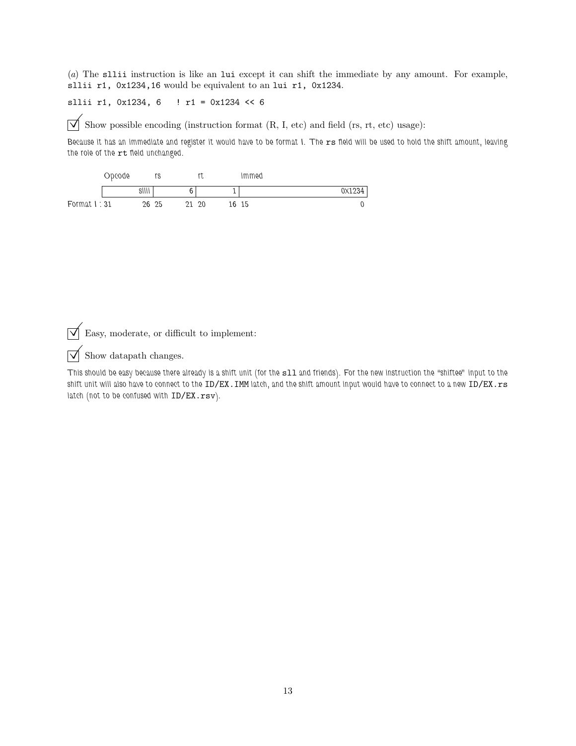(*a*) The `sllii` instruction is like an `lui` except it can shift the immediate by any amount. For example, `sllii r1, 0x1234,16` would be equivalent to an `lui r1, 0x1234`.

```
sllii r1, 0x1234, 6   ! r1 = 0x1234 << 6
```

☑ Show possible encoding (instruction format (R, I, etc) and field (rs, rt, etc) usage):

Because it has an immediate and register it would have to be format I. The `rs` field will be used to hold the shift amount, leaving the role of the `rt` field unchanged.

| | Opcode | rs | rt | immed |
|---|---|---|---|---|
| | sllii | 6 | 1 | 0x1234 |
| Format I : | 31 26 | 25 21 | 20 16 | 15 0 |

☑ Easy, moderate, or difficult to implement:

☑ Show datapath changes.

This should be easy because there already is a shift unit (for the `sll` and friends). For the new instruction the "shiftee" input to the shift unit will also have to connect to the `ID/EX.IMM` latch, and the shift amount input would have to connect to a new `ID/EX.rs` latch (not to be confused with `ID/EX.rsv`).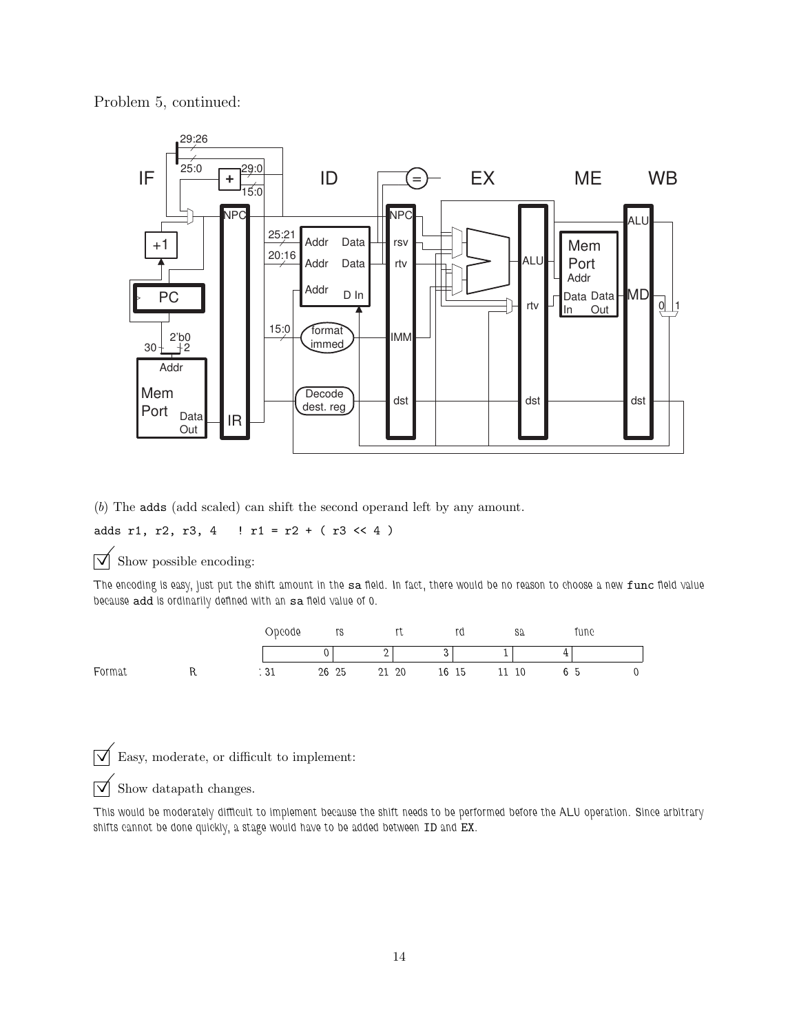Problem 5, continued:

IF ID EX ME WB

29:26
25:0
29:0
15:0
NPC
+1
PC
2'b0
30
2
Addr
Mem
Port
Data
Out
IR
25:21
20:16
Addr Data
Addr Data
Addr D In
15:0
format
immed
Decode
dest. reg
=
NPC
rsv
rtv
IMM
dst
ALU
rtv
dst
Mem
Port
Addr
Data In
Data Out
ALU
MD
dst
0 1

(*b*) The `adds` (add scaled) can shift the second operand left by any amount.

```
adds r1, r2, r3, 4   ! r1 = r2 + ( r3 << 4 )
```

☑ Show possible encoding:

The encoding is easy, just put the shift amount in the `sa` field. In fact, there would be no reason to choose a new `func` field value because `add` is ordinarily defined with an `sa` field value of 0.

| | | Opcode | rs | rt | rd | sa | func |
|---|---|---|---|---|---|---|---|
| | | 0 | 2 | 3 | 1 | 4 | |
| Format | R | 31 26 | 25 21 | 20 16 | 15 11 | 10 6 | 5 0 |

☑ Easy, moderate, or difficult to implement:

☑ Show datapath changes.

This would be moderately difficult to implement because the shift needs to be performed before the ALU operation. Since arbitrary shifts cannot be done quickly, a stage would have to be added between `ID` and `EX`.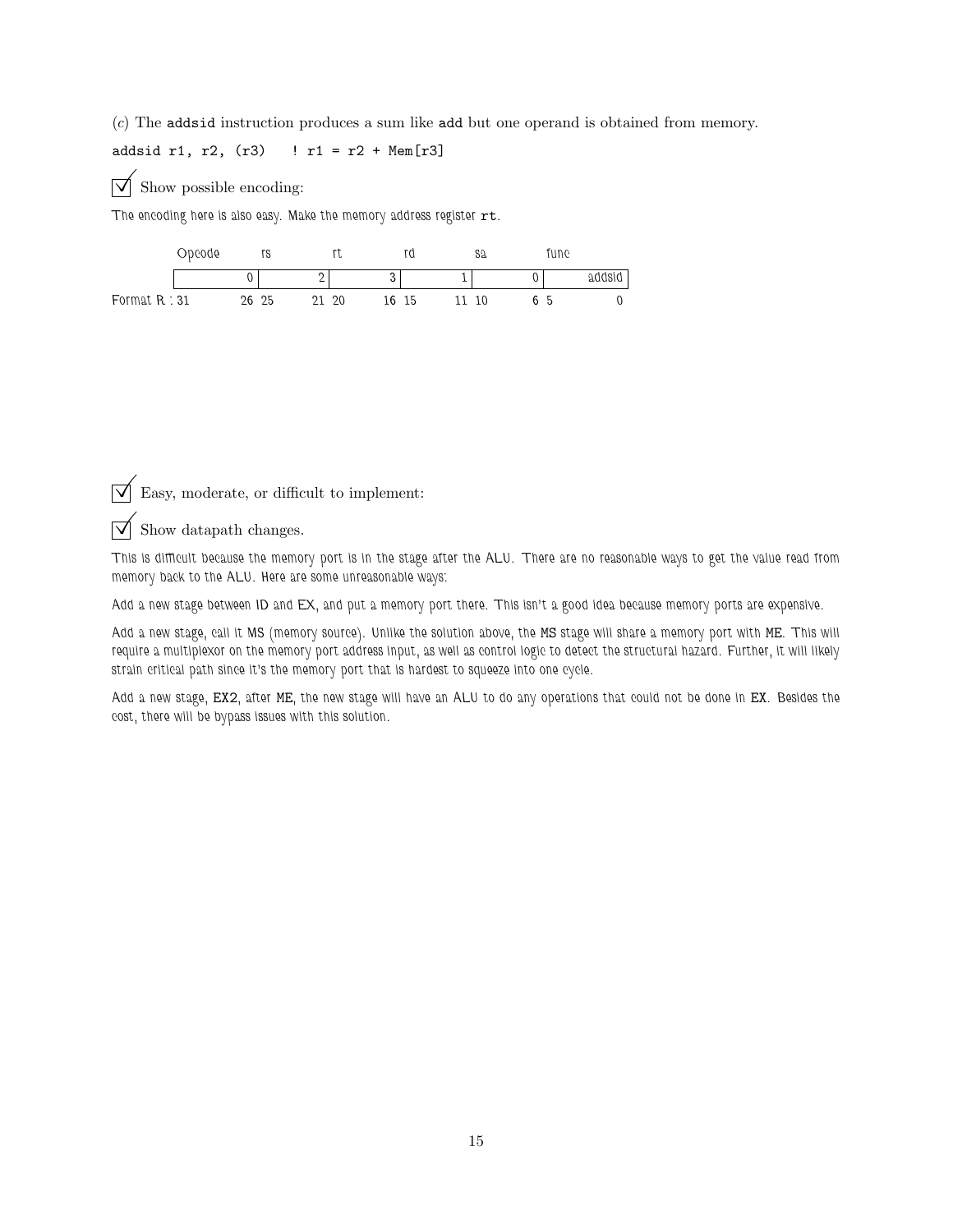(*c*) The `addsid` instruction produces a sum like `add` but one operand is obtained from memory.

```
addsid r1, r2, (r3)   ! r1 = r2 + Mem[r3]
```

☑ Show possible encoding:

The encoding here is also easy. Make the memory address register `rt`.

| | Opcode | rs | rt | rd | sa | func |
|---|---|---|---|---|---|---|
| | 0 | 2 | 3 | 1 | 0 | addsid |
| Format R : | 31 &nbsp;&nbsp; 26 | 25 &nbsp;&nbsp; 21 | 20 &nbsp;&nbsp; 16 | 15 &nbsp;&nbsp; 11 | 10 &nbsp;&nbsp; 6 | 5 &nbsp;&nbsp; 0 |

☑ Easy, moderate, or difficult to implement:

☑ Show datapath changes.

This is difficult because the memory port is in the stage after the ALU. There are no reasonable ways to get the value read from memory back to the ALU. Here are some unreasonable ways:

Add a new stage between ID and EX, and put a memory port there. This isn't a good idea because memory ports are expensive.

Add a new stage, call it MS (memory source). Unlike the solution above, the MS stage will share a memory port with ME. This will require a multiplexor on the memory port address input, as well as control logic to detect the structural hazard. Further, it will likely strain critical path since it's the memory port that is hardest to squeeze into one cycle.

Add a new stage, EX2, after ME, the new stage will have an ALU to do any operations that could not be done in EX. Besides the cost, there will be bypass issues with this solution.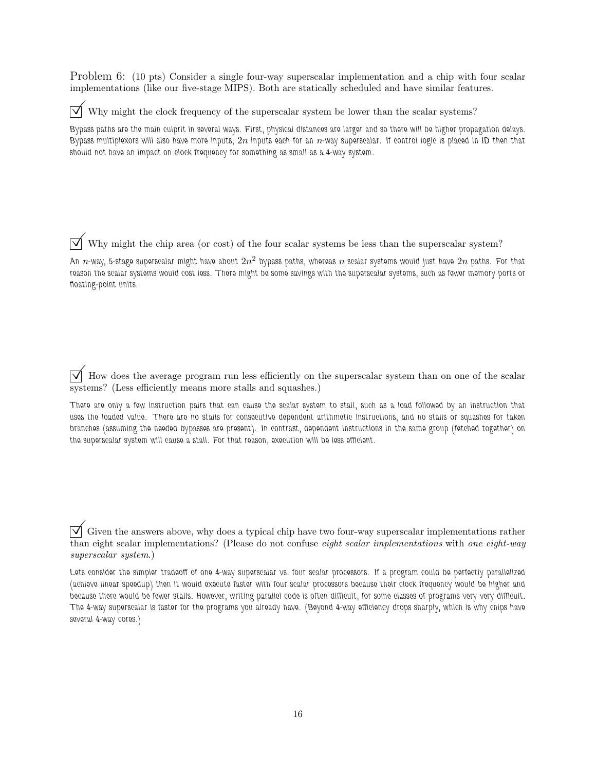Problem 6: (10 pts) Consider a single four-way superscalar implementation and a chip with four scalar implementations (like our five-stage MIPS). Both are statically scheduled and have similar features.

☑ Why might the clock frequency of the superscalar system be lower than the scalar systems?

Bypass paths are the main culprit in several ways. First, physical distances are larger and so there will be higher propagation delays. Bypass multiplexors will also have more inputs, $2n$ inputs each for an $n$-way superscalar. If control logic is placed in ID then that should not have an impact on clock frequency for something as small as a 4-way system.

☑ Why might the chip area (or cost) of the four scalar systems be less than the superscalar system?

An $n$-way, 5-stage superscalar might have about $2n^2$ bypass paths, whereas $n$ scalar systems would just have $2n$ paths. For that reason the scalar systems would cost less. There might be some savings with the superscalar systems, such as fewer memory ports or floating-point units.

☑ How does the average program run less efficiently on the superscalar system than on one of the scalar systems? (Less efficiently means more stalls and squashes.)

There are only a few instruction pairs that can cause the scalar system to stall, such as a load followed by an instruction that uses the loaded value. There are no stalls for consecutive dependent arithmetic instructions, and no stalls or squashes for taken branches (assuming the needed bypasses are present). In contrast, dependent instructions in the same group (fetched together) on the superscalar system will cause a stall. For that reason, execution will be less efficient.

☑ Given the answers above, why does a typical chip have two four-way superscalar implementations rather than eight scalar implementations? (Please do not confuse *eight scalar implementations* with *one eight-way superscalar system*.)

Lets consider the simpler tradeoff of one 4-way superscalar vs. four scalar processors. If a program could be perfectly parallelized (achieve linear speedup) then it would execute faster with four scalar processors because their clock frequency would be higher and because there would be fewer stalls. However, writing parallel code is often difficult, for some classes of programs very very difficult. The 4-way superscalar is faster for the programs you already have. (Beyond 4-way efficiency drops sharply, which is why chips have several 4-way cores.)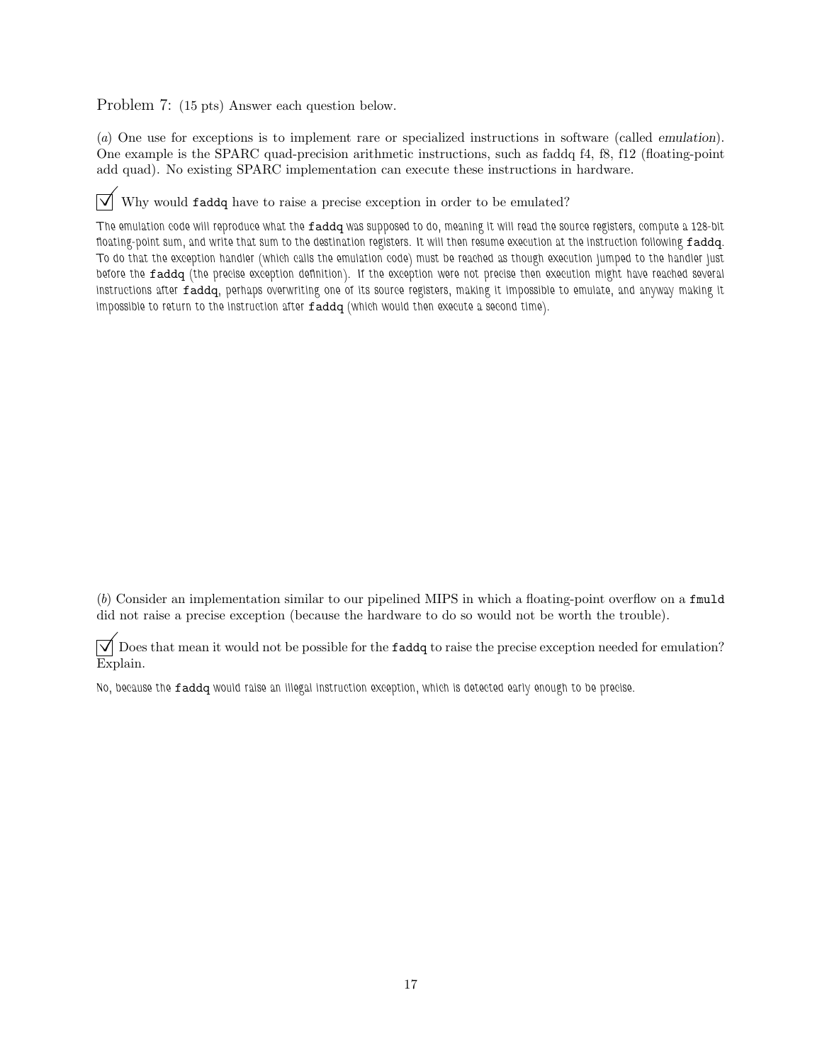Problem 7: (15 pts) Answer each question below.

(*a*) One use for exceptions is to implement rare or specialized instructions in software (called *emulation*). One example is the SPARC quad-precision arithmetic instructions, such as faddq f4, f8, f12 (floating-point add quad). No existing SPARC implementation can execute these instructions in hardware.

☑ Why would `faddq` have to raise a precise exception in order to be emulated?

The emulation code will reproduce what the `faddq` was supposed to do, meaning it will read the source registers, compute a 128-bit floating-point sum, and write that sum to the destination registers. It will then resume execution at the instruction following `faddq`. To do that the exception handler (which calls the emulation code) must be reached as though execution jumped to the handler just before the `faddq` (the precise exception definition). If the exception were not precise then execution might have reached several instructions after `faddq`, perhaps overwriting one of its source registers, making it impossible to emulate, and anyway making it impossible to return to the instruction after `faddq` (which would then execute a second time).

(*b*) Consider an implementation similar to our pipelined MIPS in which a floating-point overflow on a `fmuld` did not raise a precise exception (because the hardware to do so would not be worth the trouble).

☑ Does that mean it would not be possible for the `faddq` to raise the precise exception needed for emulation? Explain.

No, because the `faddq` would raise an illegal instruction exception, which is detected early enough to be precise.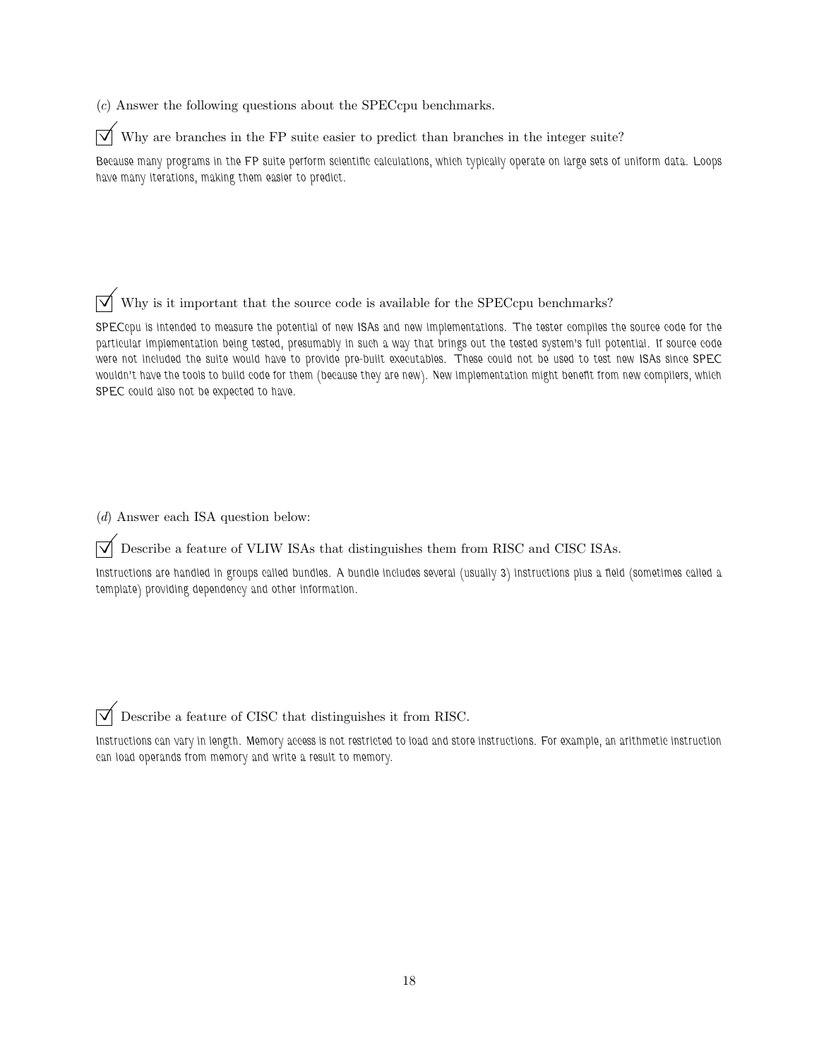(*c*) Answer the following questions about the SPECcpu benchmarks.

☑ Why are branches in the FP suite easier to predict than branches in the integer suite?

Because many programs in the FP suite perform scientific calculations, which typically operate on large sets of uniform data. Loops have many iterations, making them easier to predict.

☑ Why is it important that the source code is available for the SPECcpu benchmarks?

SPECcpu is intended to measure the potential of new ISAs and new implementations. The tester compiles the source code for the particular implementation being tested, presumably in such a way that brings out the tested system's full potential. If source code were not included the suite would have to provide pre-built executables. These could not be used to test new ISAs since SPEC wouldn't have the tools to build code for them (because they are new). New implementation might benefit from new compilers, which SPEC could also not be expected to have.

(*d*) Answer each ISA question below:

☑ Describe a feature of VLIW ISAs that distinguishes them from RISC and CISC ISAs.

Instructions are handled in groups called bundles. A bundle includes several (usually 3) instructions plus a field (sometimes called a template) providing dependency and other information.

☑ Describe a feature of CISC that distinguishes it from RISC.

Instructions can vary in length. Memory access is not restricted to load and store instructions. For example, an arithmetic instruction can load operands from memory and write a result to memory.